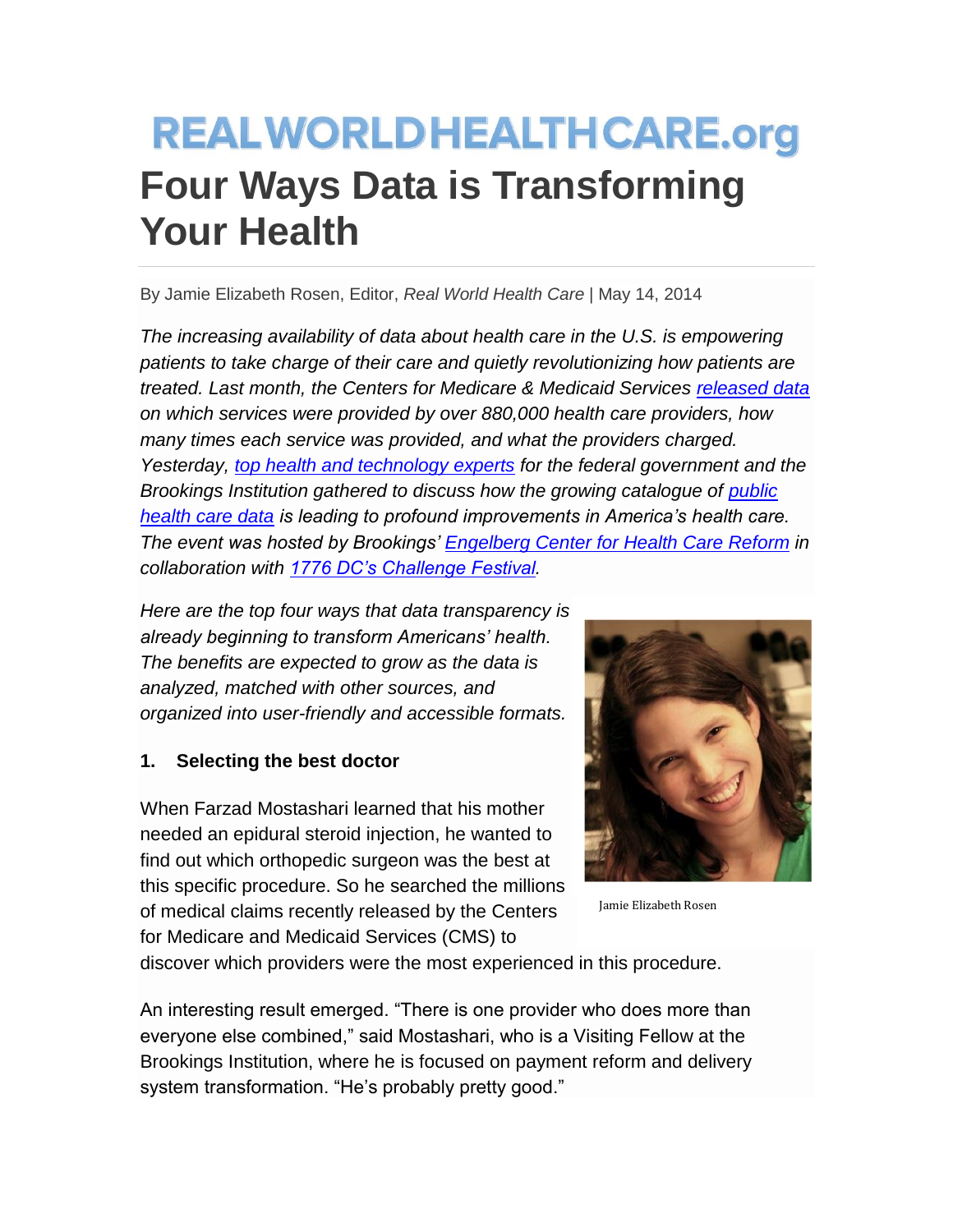# REALWORLDHEALTHCARE.org

# Four Ways Data is Transforming Your Health

By Jamie Elizabeth Rosen, Editor, *Real World Health Care* | May 14, 2014

*The increasing availability of data about health care in the U.S. is empowering patients to take charge of their care and quietly revolutionizing how patients are treated. Last month, the Centers for Medicare & Medicaid Services released data on which services were provided by over 880,000 health care providers, how many times each service was provided, and what the providers charged. Yesterday, top health and technology experts for the federal government and the Brookings Institution gathered to discuss how the growing catalogue of public health care data is leading to profound improvements in America's health care. The event was hosted by Brookings' Engelberg Center for Health Care Reform in collaboration with 1776 DC's Challenge Festival.*

*Here are the top four ways that data transparency is already beginning to transform Americans' health. The benefits are expected to grow as the data is analyzed, matched with other sources, and organized into user-friendly and accessible formats.*

Jamie Elizabeth Rosen

**1. Selecting the best doctor**

When Farzad Mostashari learned that his mother needed an epidural steroid injection, he wanted to find out which orthopedic surgeon was the best at this specific procedure. So he searched the millions of medical claims recently released by the Centers for Medicare and Medicaid Services (CMS) to discover which providers were the most experienced in this procedure.

An interesting result emerged. "There is one provider who does more than everyone else combined," said Mostashari, who is a Visiting Fellow at the Brookings Institution, where he is focused on payment reform and delivery system transformation. "He's probably pretty good."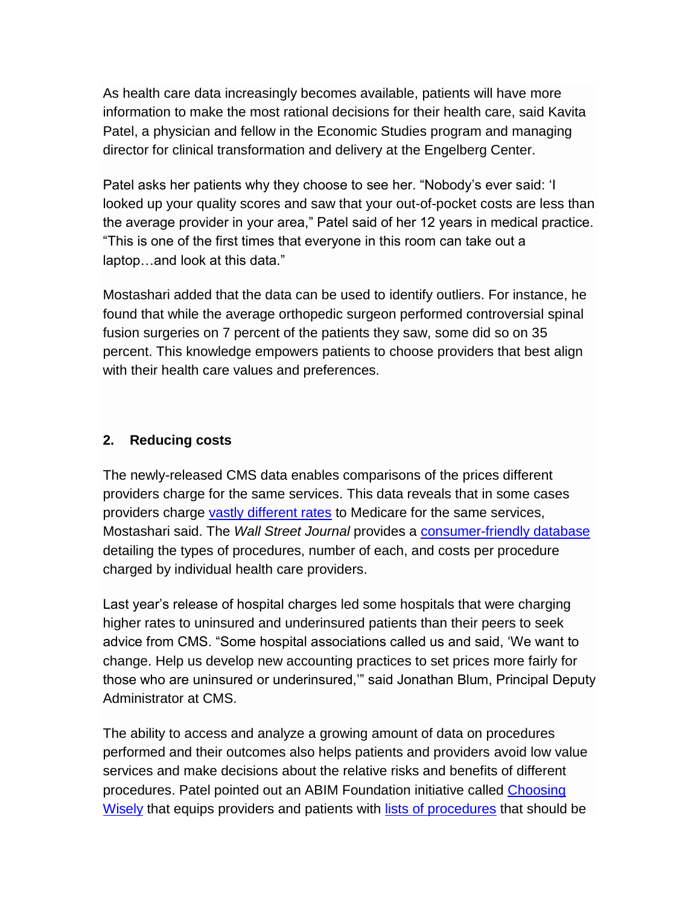As health care data increasingly becomes available, patients will have more information to make the most rational decisions for their health care, said Kavita Patel, a physician and fellow in the Economic Studies program and managing director for clinical transformation and delivery at the Engelberg Center.

Patel asks her patients why they choose to see her. "Nobody's ever said: 'I looked up your quality scores and saw that your out-of-pocket costs are less than the average provider in your area," Patel said of her 12 years in medical practice. "This is one of the first times that everyone in this room can take out a laptop…and look at this data."

Mostashari added that the data can be used to identify outliers. For instance, he found that while the average orthopedic surgeon performed controversial spinal fusion surgeries on 7 percent of the patients they saw, some did so on 35 percent. This knowledge empowers patients to choose providers that best align with their health care values and preferences.

## 2. Reducing costs

The newly-released CMS data enables comparisons of the prices different providers charge for the same services. This data reveals that in some cases providers charge vastly different rates to Medicare for the same services, Mostashari said. The *Wall Street Journal* provides a consumer-friendly database detailing the types of procedures, number of each, and costs per procedure charged by individual health care providers.

Last year's release of hospital charges led some hospitals that were charging higher rates to uninsured and underinsured patients than their peers to seek advice from CMS. "Some hospital associations called us and said, 'We want to change. Help us develop new accounting practices to set prices more fairly for those who are uninsured or underinsured,'" said Jonathan Blum, Principal Deputy Administrator at CMS.

The ability to access and analyze a growing amount of data on procedures performed and their outcomes also helps patients and providers avoid low value services and make decisions about the relative risks and benefits of different procedures. Patel pointed out an ABIM Foundation initiative called Choosing Wisely that equips providers and patients with lists of procedures that should be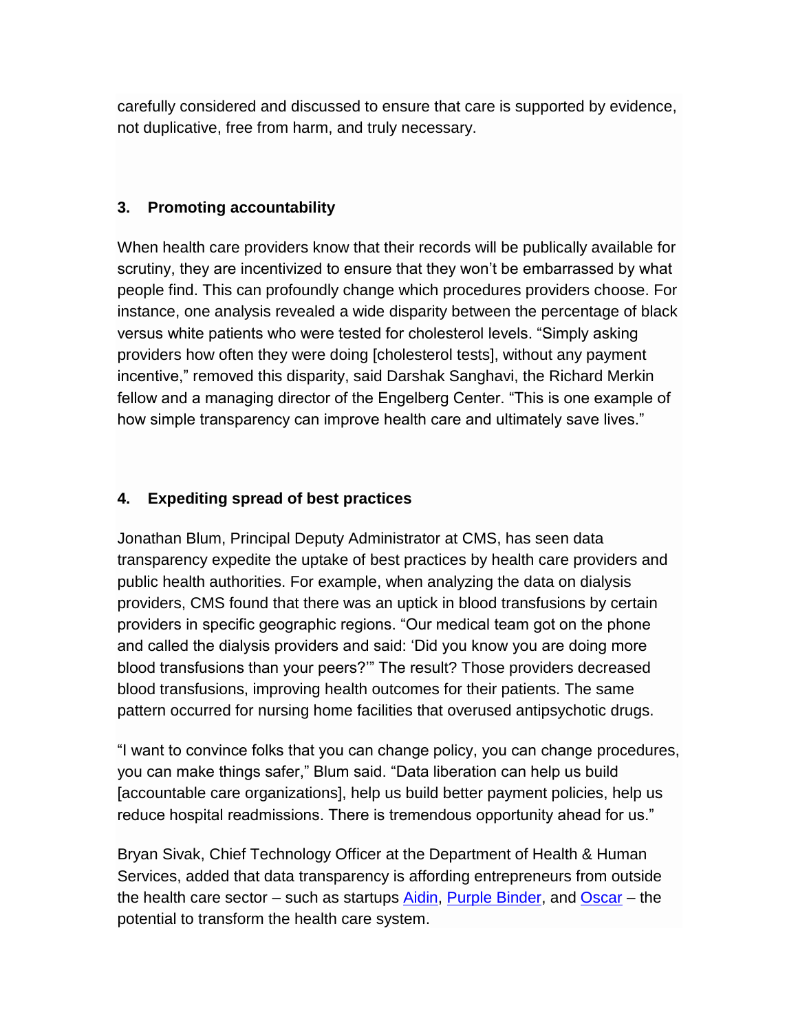carefully considered and discussed to ensure that care is supported by evidence, not duplicative, free from harm, and truly necessary.

### 3. Promoting accountability

When health care providers know that their records will be publically available for scrutiny, they are incentivized to ensure that they won't be embarrassed by what people find. This can profoundly change which procedures providers choose. For instance, one analysis revealed a wide disparity between the percentage of black versus white patients who were tested for cholesterol levels. "Simply asking providers how often they were doing [cholesterol tests], without any payment incentive," removed this disparity, said Darshak Sanghavi, the Richard Merkin fellow and a managing director of the Engelberg Center. "This is one example of how simple transparency can improve health care and ultimately save lives."

### 4. Expediting spread of best practices

Jonathan Blum, Principal Deputy Administrator at CMS, has seen data transparency expedite the uptake of best practices by health care providers and public health authorities. For example, when analyzing the data on dialysis providers, CMS found that there was an uptick in blood transfusions by certain providers in specific geographic regions. "Our medical team got on the phone and called the dialysis providers and said: 'Did you know you are doing more blood transfusions than your peers?'" The result? Those providers decreased blood transfusions, improving health outcomes for their patients. The same pattern occurred for nursing home facilities that overused antipsychotic drugs.

"I want to convince folks that you can change policy, you can change procedures, you can make things safer," Blum said. "Data liberation can help us build [accountable care organizations], help us build better payment policies, help us reduce hospital readmissions. There is tremendous opportunity ahead for us."

Bryan Sivak, Chief Technology Officer at the Department of Health & Human Services, added that data transparency is affording entrepreneurs from outside the health care sector – such as startups Aidin, Purple Binder, and Oscar – the potential to transform the health care system.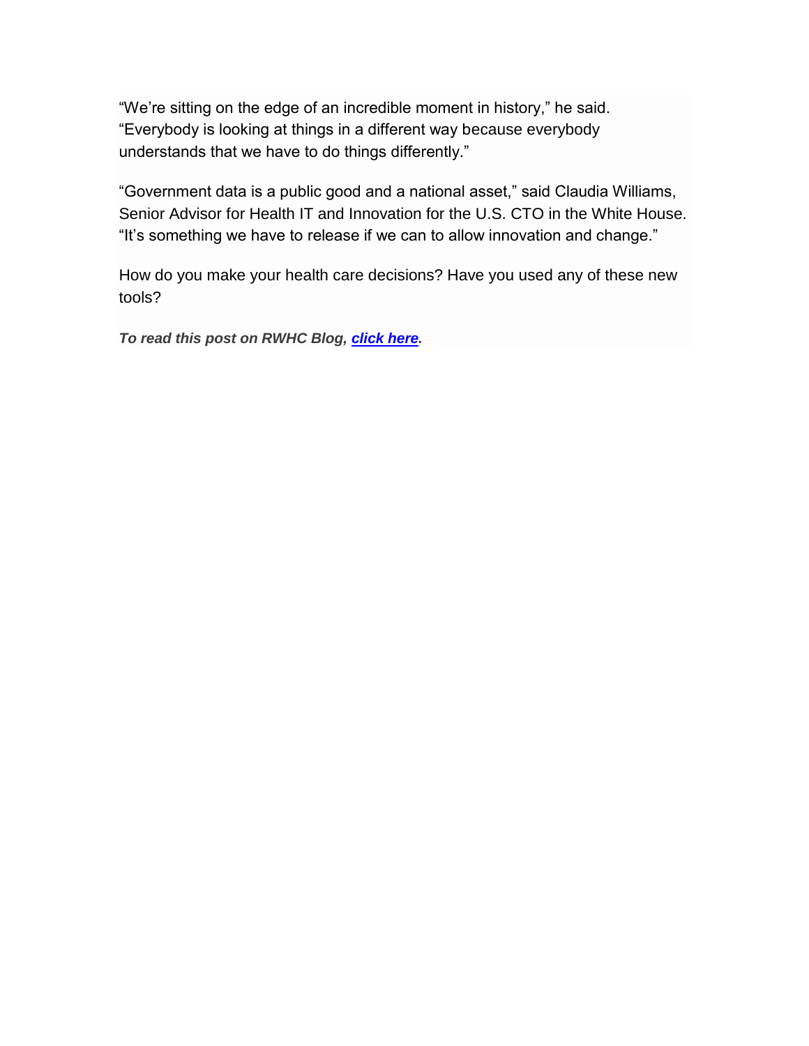"We're sitting on the edge of an incredible moment in history," he said. "Everybody is looking at things in a different way because everybody understands that we have to do things differently."

"Government data is a public good and a national asset," said Claudia Williams, Senior Advisor for Health IT and Innovation for the U.S. CTO in the White House. "It's something we have to release if we can to allow innovation and change."

How do you make your health care decisions? Have you used any of these new tools?

***To read this post on RWHC Blog, click here.***